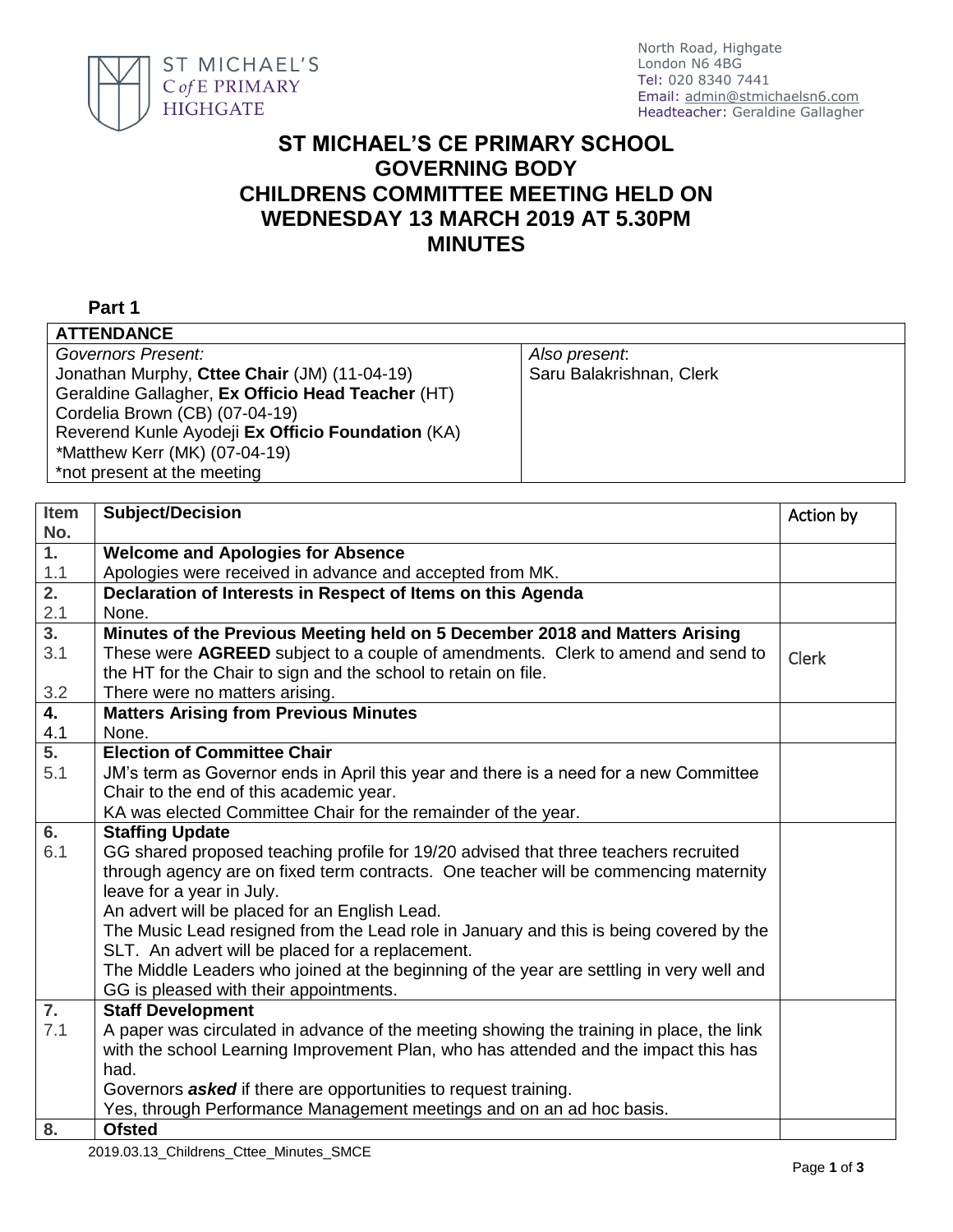ST MICHAEL'S
C of E PRIMARY
HIGHGATE

North Road, Highgate
London N6 4BG
Tel: 020 8340 7441
Email: admin@stmichaelsn6.com
Headteacher: Geraldine Gallagher

# ST MICHAEL'S CE PRIMARY SCHOOL
# GOVERNING BODY
# CHILDRENS COMMITTEE MEETING HELD ON WEDNESDAY 13 MARCH 2019 AT 5.30PM
# MINUTES

## Part 1

| ATTENDANCE | |
|---|---|
| *Governors Present:*<br>Jonathan Murphy, **Cttee Chair** (JM) (11-04-19)<br>Geraldine Gallagher, **Ex Officio Head Teacher** (HT)<br>Cordelia Brown (CB) (07-04-19)<br>Reverend Kunle Ayodeji **Ex Officio Foundation** (KA)<br>*Matthew Kerr (MK) (07-04-19)<br>*not present at the meeting | *Also present*:<br>Saru Balakrishnan, Clerk |

| Item No. | Subject/Decision | Action by |
|---|---|---|
| **1.** | **Welcome and Apologies for Absence** | |
| 1.1 | Apologies were received in advance and accepted from MK. | |
| **2.** | **Declaration of Interests in Respect of Items on this Agenda** | |
| 2.1 | None. | |
| **3.** | **Minutes of the Previous Meeting held on 5 December 2018 and Matters Arising** | |
| 3.1 | These were **AGREED** subject to a couple of amendments. Clerk to amend and send to the HT for the Chair to sign and the school to retain on file. | Clerk |
| 3.2 | There were no matters arising. | |
| **4.** | **Matters Arising from Previous Minutes** | |
| 4.1 | None. | |
| **5.** | **Election of Committee Chair** | |
| 5.1 | JM's term as Governor ends in April this year and there is a need for a new Committee Chair to the end of this academic year.<br>KA was elected Committee Chair for the remainder of the year. | |
| **6.** | **Staffing Update** | |
| 6.1 | GG shared proposed teaching profile for 19/20 advised that three teachers recruited through agency are on fixed term contracts. One teacher will be commencing maternity leave for a year in July.<br>An advert will be placed for an English Lead.<br>The Music Lead resigned from the Lead role in January and this is being covered by the SLT. An advert will be placed for a replacement.<br>The Middle Leaders who joined at the beginning of the year are settling in very well and GG is pleased with their appointments. | |
| **7.** | **Staff Development** | |
| 7.1 | A paper was circulated in advance of the meeting showing the training in place, the link with the school Learning Improvement Plan, who has attended and the impact this has had.<br>Governors ***asked*** if there are opportunities to request training.<br>Yes, through Performance Management meetings and on an ad hoc basis. | |
| **8.** | **Ofsted** | |

2019.03.13_Childrens_Cttee_Minutes_SMCE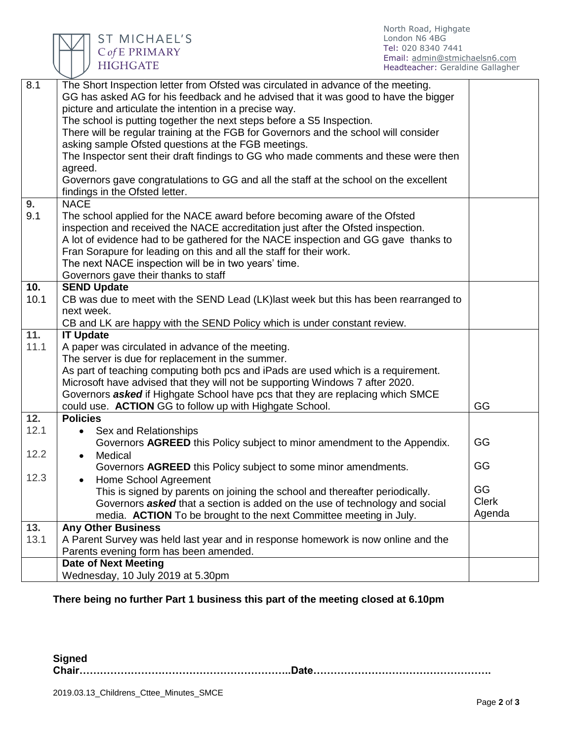| | | |
|---|---|---|
| 8.1 | The Short Inspection letter from Ofsted was circulated in advance of the meeting.<br>GG has asked AG for his feedback and he advised that it was good to have the bigger picture and articulate the intention in a precise way.<br>The school is putting together the next steps before a S5 Inspection.<br>There will be regular training at the FGB for Governors and the school will consider asking sample Ofsted questions at the FGB meetings.<br>The Inspector sent their draft findings to GG who made comments and these were then agreed.<br>Governors gave congratulations to GG and all the staff at the school on the excellent findings in the Ofsted letter. | |
| 9.<br>9.1 | NACE<br>The school applied for the NACE award before becoming aware of the Ofsted inspection and received the NACE accreditation just after the Ofsted inspection.<br>A lot of evidence had to be gathered for the NACE inspection and GG gave thanks to Fran Sorapure for leading on this and all the staff for their work.<br>The next NACE inspection will be in two years' time.<br>Governors gave their thanks to staff | |
| **10.**<br>10.1 | **SEND Update**<br>CB was due to meet with the SEND Lead (LK)last week but this has been rearranged to next week.<br>CB and LK are happy with the SEND Policy which is under constant review. | |
| **11.**<br>11.1 | **IT Update**<br>A paper was circulated in advance of the meeting.<br>The server is due for replacement in the summer.<br>As part of teaching computing both pcs and iPads are used which is a requirement.<br>Microsoft have advised that they will not be supporting Windows 7 after 2020.<br>Governors ***asked*** if Highgate School have pcs that they are replacing which SMCE could use. **ACTION** GG to follow up with Highgate School. | GG |
| **12.**<br>12.1<br><br>12.2<br><br>12.3 | **Policies**<br>• Sex and Relationships<br>Governors **AGREED** this Policy subject to minor amendment to the Appendix.<br>• Medical<br>Governors **AGREED** this Policy subject to some minor amendments.<br>• Home School Agreement<br>This is signed by parents on joining the school and thereafter periodically.<br>Governors ***asked*** that a section is added on the use of technology and social media. **ACTION** To be brought to the next Committee meeting in July. | <br><br>GG<br><br>GG<br><br>GG<br>Clerk<br>Agenda |
| **13.**<br>13.1 | **Any Other Business**<br>A Parent Survey was held last year and in response homework is now online and the Parents evening form has been amended. | |
| | **Date of Next Meeting**<br>Wednesday, 10 July 2019 at 5.30pm | |

**There being no further Part 1 business this part of the meeting closed at 6.10pm**

**Signed**
**Chair……………………………………………………..Date…………………………………………….**

2019.03.13_Childrens_Cttee_Minutes_SMCE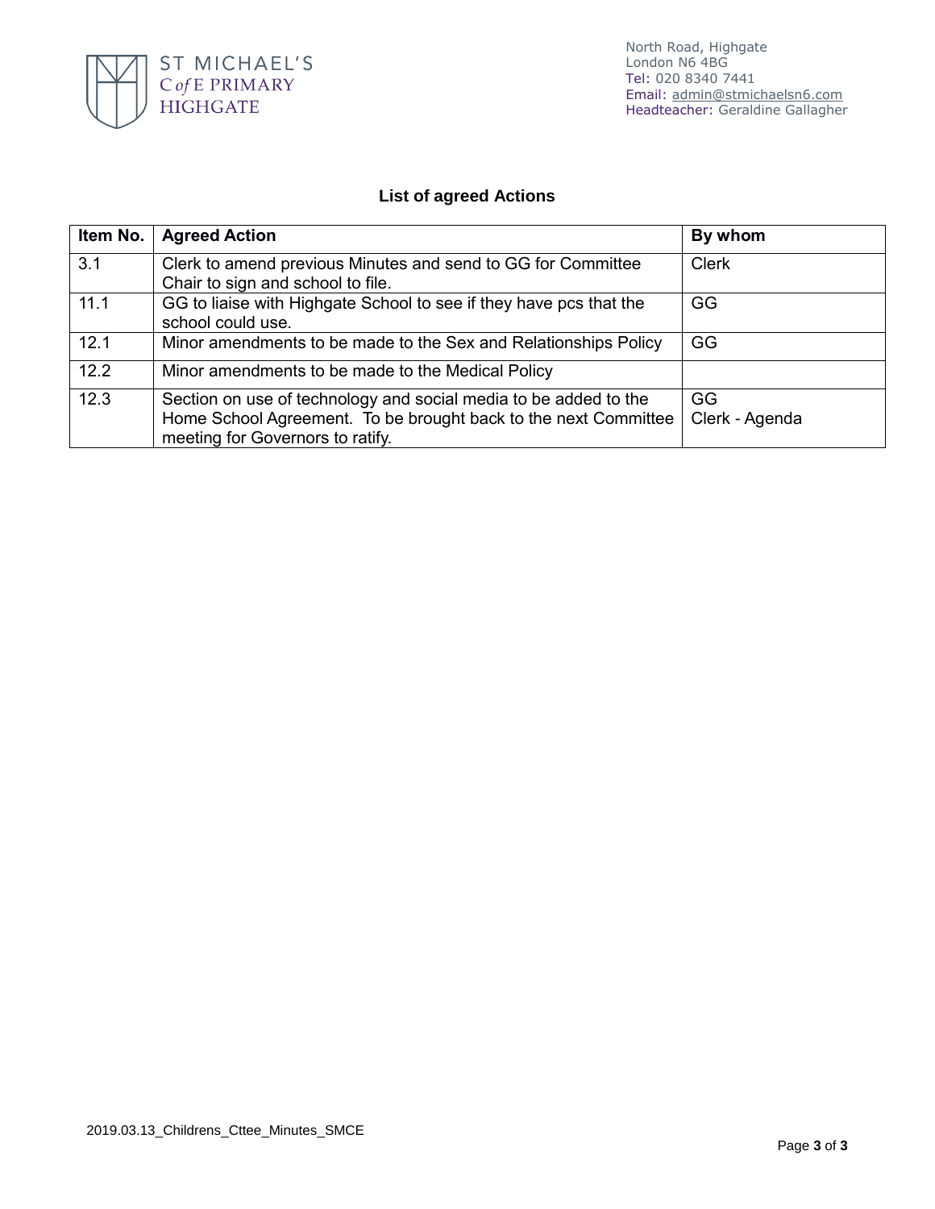ST MICHAEL'S
C *of* E PRIMARY
HIGHGATE

North Road, Highgate
London N6 4BG
Tel: 020 8340 7441
Email: admin@stmichaelsn6.com
Headteacher: Geraldine Gallagher

## List of agreed Actions

| Item No. | Agreed Action | By whom |
|---|---|---|
| 3.1 | Clerk to amend previous Minutes and send to GG for Committee Chair to sign and school to file. | Clerk |
| 11.1 | GG to liaise with Highgate School to see if they have pcs that the school could use. | GG |
| 12.1 | Minor amendments to be made to the Sex and Relationships Policy | GG |
| 12.2 | Minor amendments to be made to the Medical Policy | |
| 12.3 | Section on use of technology and social media to be added to the Home School Agreement. To be brought back to the next Committee meeting for Governors to ratify. | GG<br>Clerk - Agenda |

2019.03.13_Childrens_Cttee_Minutes_SMCE